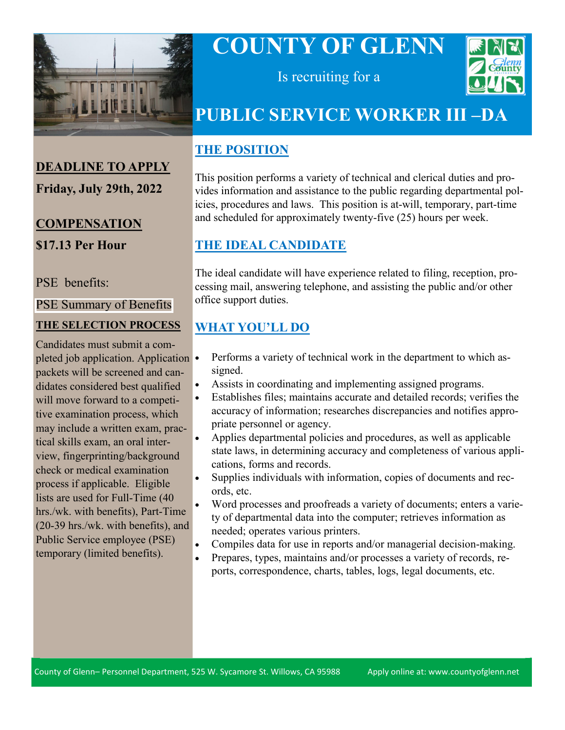# COUNTY OF GLENN

Is recruiting for a

# PUBLIC SERVICE WORKER III –DA

**DEADLINE TO APPLY**

**Friday, July 29th, 2022**

**COMPENSATION**

**$17.13 Per Hour**

PSE benefits:

PSE Summary of Benefits

**THE SELECTION PROCESS**

Candidates must submit a completed job application. Application packets will be screened and candidates considered best qualified will move forward to a competitive examination process, which may include a written exam, practical skills exam, an oral interview, fingerprinting/background check or medical examination process if applicable. Eligible lists are used for Full-Time (40 hrs./wk. with benefits), Part-Time (20-39 hrs./wk. with benefits), and Public Service employee (PSE) temporary (limited benefits).

## THE POSITION

This position performs a variety of technical and clerical duties and provides information and assistance to the public regarding departmental policies, procedures and laws. This position is at-will, temporary, part-time and scheduled for approximately twenty-five (25) hours per week.

## THE IDEAL CANDIDATE

The ideal candidate will have experience related to filing, reception, processing mail, answering telephone, and assisting the public and/or other office support duties.

## WHAT YOU'LL DO

- Performs a variety of technical work in the department to which assigned.
- Assists in coordinating and implementing assigned programs.
- Establishes files; maintains accurate and detailed records; verifies the accuracy of information; researches discrepancies and notifies appropriate personnel or agency.
- Applies departmental policies and procedures, as well as applicable state laws, in determining accuracy and completeness of various applications, forms and records.
- Supplies individuals with information, copies of documents and records, etc.
- Word processes and proofreads a variety of documents; enters a variety of departmental data into the computer; retrieves information as needed; operates various printers.
- Compiles data for use in reports and/or managerial decision-making.
- Prepares, types, maintains and/or processes a variety of records, reports, correspondence, charts, tables, logs, legal documents, etc.

County of Glenn– Personnel Department, 525 W. Sycamore St. Willows, CA 95988 Apply online at: www.countyofglenn.net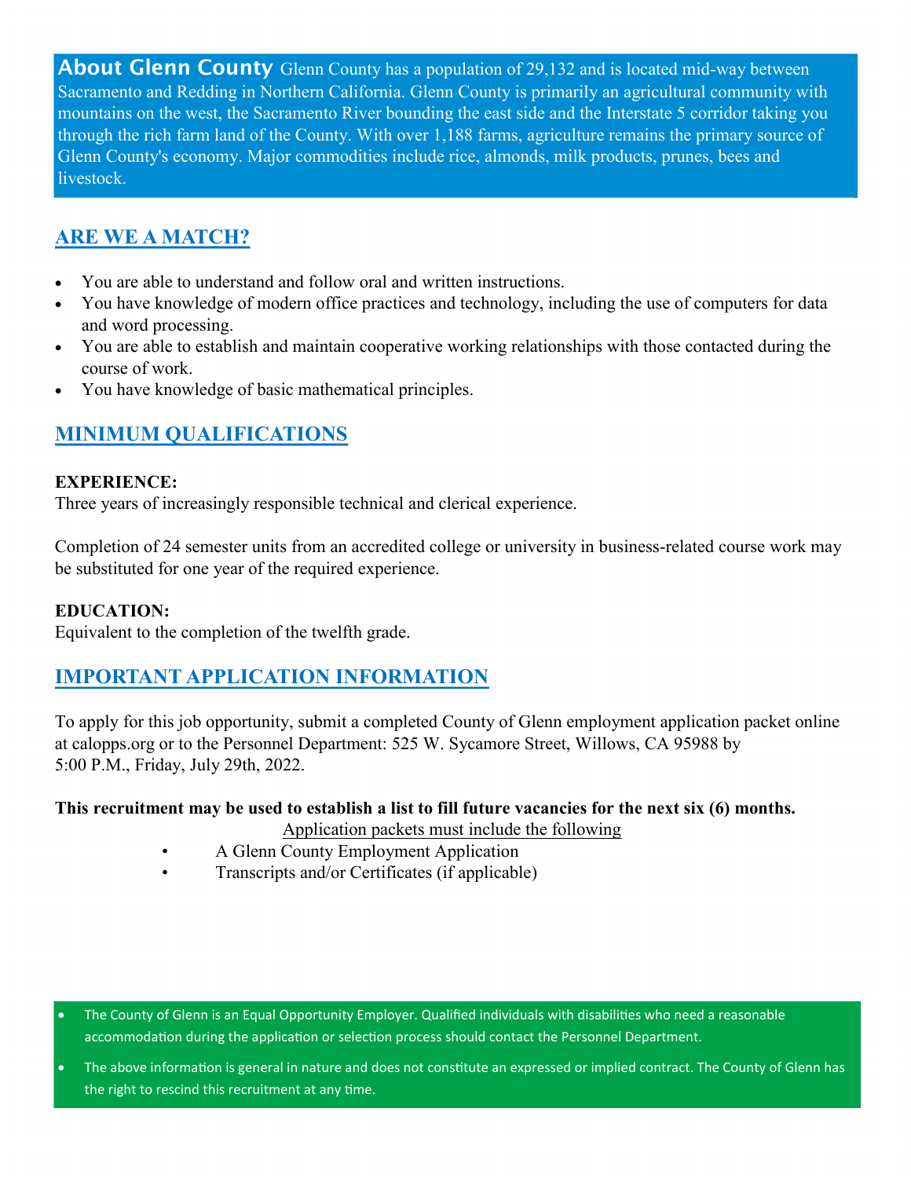**About Glenn County** Glenn County has a population of 29,132 and is located mid-way between Sacramento and Redding in Northern California. Glenn County is primarily an agricultural community with mountains on the west, the Sacramento River bounding the east side and the Interstate 5 corridor taking you through the rich farm land of the County. With over 1,188 farms, agriculture remains the primary source of Glenn County's economy. Major commodities include rice, almonds, milk products, prunes, bees and livestock.

## ARE WE A MATCH?

- You are able to understand and follow oral and written instructions.
- You have knowledge of modern office practices and technology, including the use of computers for data and word processing.
- You are able to establish and maintain cooperative working relationships with those contacted during the course of work.
- You have knowledge of basic mathematical principles.

## MINIMUM QUALIFICATIONS

**EXPERIENCE:**
Three years of increasingly responsible technical and clerical experience.

Completion of 24 semester units from an accredited college or university in business-related course work may be substituted for one year of the required experience.

**EDUCATION:**
Equivalent to the completion of the twelfth grade.

## IMPORTANT APPLICATION INFORMATION

To apply for this job opportunity, submit a completed County of Glenn employment application packet online at calopps.org or to the Personnel Department: 525 W. Sycamore Street, Willows, CA 95988 by 5:00 P.M., Friday, July 29th, 2022.

**This recruitment may be used to establish a list to fill future vacancies for the next six (6) months.**

Application packets must include the following

- A Glenn County Employment Application
- Transcripts and/or Certificates (if applicable)

- The County of Glenn is an Equal Opportunity Employer. Qualified individuals with disabilities who need a reasonable accommodation during the application or selection process should contact the Personnel Department.
- The above information is general in nature and does not constitute an expressed or implied contract. The County of Glenn has the right to rescind this recruitment at any time.